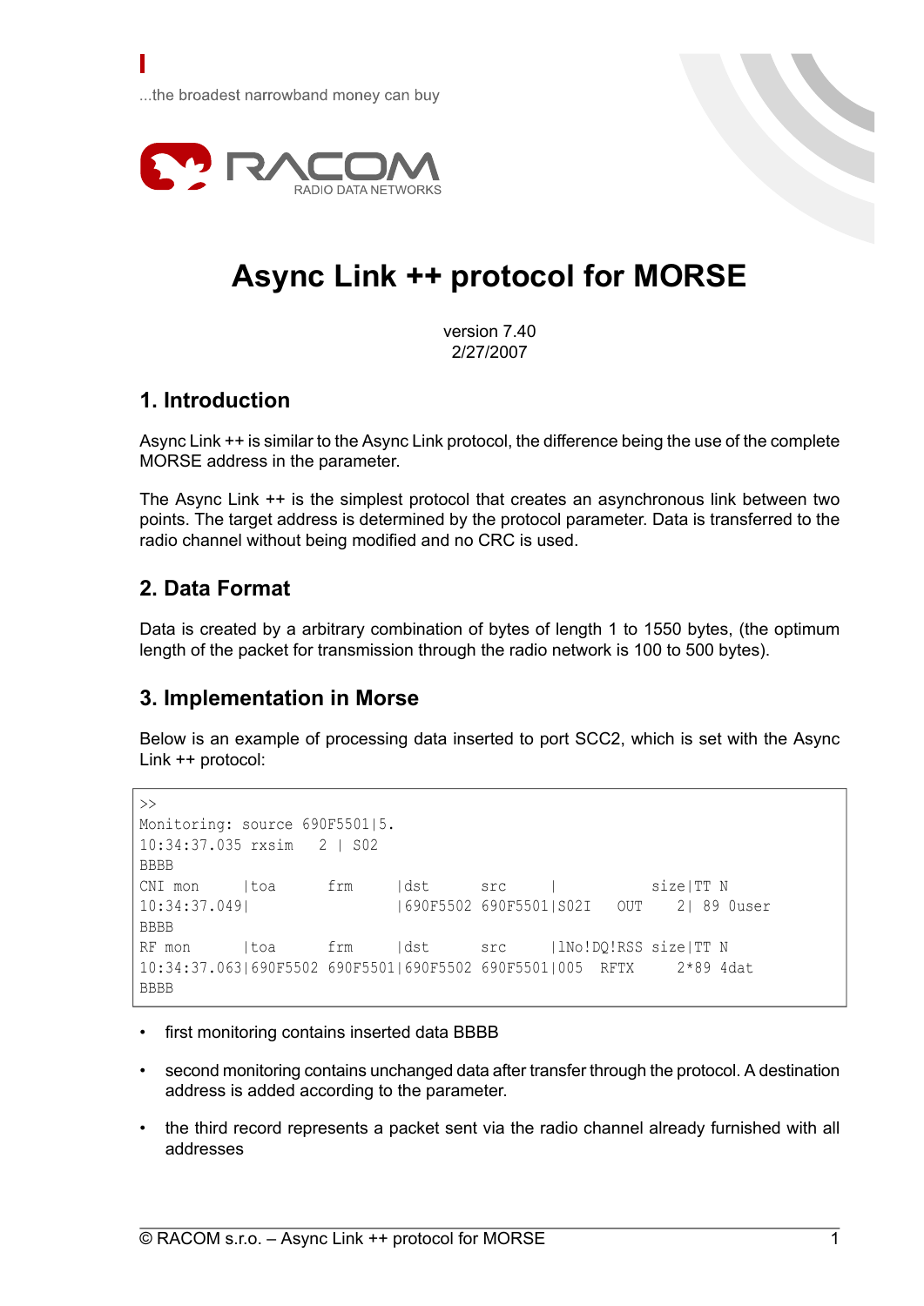...the broadest narrowband money can buy

RACOM RADIO DATA NETWORKS

# Async Link ++ protocol for MORSE

version 7.40
2/27/2007

## 1. Introduction

Async Link ++ is similar to the Async Link protocol, the difference being the use of the complete MORSE address in the parameter.

The Async Link ++ is the simplest protocol that creates an asynchronous link between two points. The target address is determined by the protocol parameter. Data is transferred to the radio channel without being modified and no CRC is used.

## 2. Data Format

Data is created by a arbitrary combination of bytes of length 1 to 1550 bytes, (the optimum length of the packet for transmission through the radio network is 100 to 500 bytes).

## 3. Implementation in Morse

Below is an example of processing data inserted to port SCC2, which is set with the Async Link ++ protocol:

```
>>
Monitoring: source 690F5501|5.
10:34:37.035 rxsim   2 | S02
BBBB
CNI mon      |toa       frm      |dst       src       |           size|TT N
10:34:37.049|                    |690F5502 690F5501|S02I    OUT    2| 89 0user
BBBB
RF mon       |toa       frm      |dst       src       |1No!DQ!RSS size|TT N
10:34:37.063|690F5502 690F5501|690F5502 690F5501|005   RFTX     2*89 4dat
BBBB
```

- first monitoring contains inserted data BBBB
- second monitoring contains unchanged data after transfer through the protocol. A destination address is added according to the parameter.
- the third record represents a packet sent via the radio channel already furnished with all addresses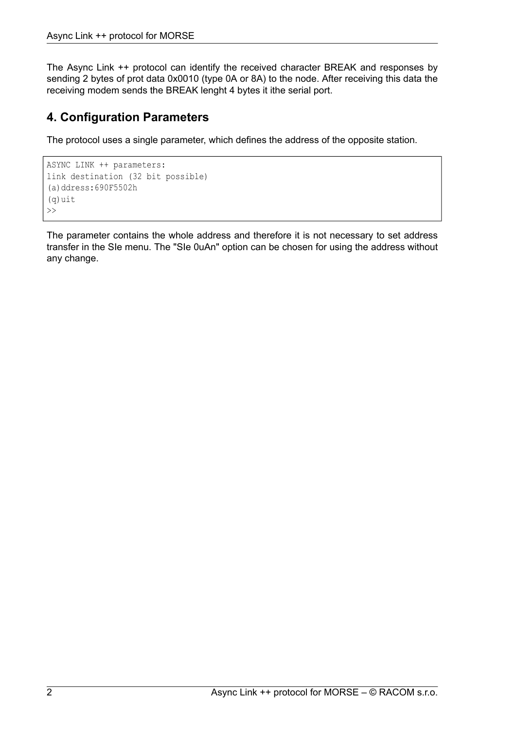The Async Link ++ protocol can identify the received character BREAK and responses by sending 2 bytes of prot data 0x0010 (type 0A or 8A) to the node. After receiving this data the receiving modem sends the BREAK lenght 4 bytes it ithe serial port.

## 4. Configuration Parameters

The protocol uses a single parameter, which defines the address of the opposite station.

```
ASYNC LINK ++ parameters:
link destination (32 bit possible)
(a)ddress:690F5502h
(q)uit
>>
```

The parameter contains the whole address and therefore it is not necessary to set address transfer in the SIe menu. The "SIe 0uAn" option can be chosen for using the address without any change.